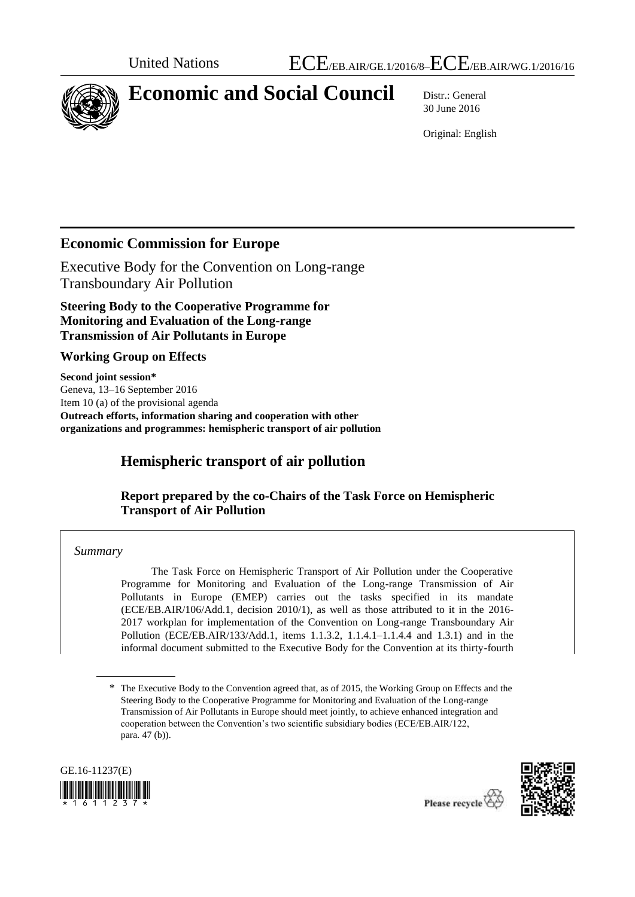United Nations ECE/EB.AIR/GE.1/2016/8–ECE/EB.AIR/WG.1/2016/16

# Economic and Social Council

Distr.: General
30 June 2016

Original: English

## Economic Commission for Europe

Executive Body for the Convention on Long-range Transboundary Air Pollution

**Steering Body to the Cooperative Programme for Monitoring and Evaluation of the Long-range Transmission of Air Pollutants in Europe**

**Working Group on Effects**

**Second joint session***
Geneva, 13–16 September 2016
Item 10 (a) of the provisional agenda
**Outreach efforts, information sharing and cooperation with other organizations and programmes: hemispheric transport of air pollution**

# Hemispheric transport of air pollution

### Report prepared by the co-Chairs of the Task Force on Hemispheric Transport of Air Pollution

*Summary*

The Task Force on Hemispheric Transport of Air Pollution under the Cooperative Programme for Monitoring and Evaluation of the Long-range Transmission of Air Pollutants in Europe (EMEP) carries out the tasks specified in its mandate (ECE/EB.AIR/106/Add.1, decision 2010/1), as well as those attributed to it in the 2016-2017 workplan for implementation of the Convention on Long-range Transboundary Air Pollution (ECE/EB.AIR/133/Add.1, items 1.1.3.2, 1.1.4.1–1.1.4.4 and 1.3.1) and in the informal document submitted to the Executive Body for the Convention at its thirty-fourth

\* The Executive Body to the Convention agreed that, as of 2015, the Working Group on Effects and the Steering Body to the Cooperative Programme for Monitoring and Evaluation of the Long-range Transmission of Air Pollutants in Europe should meet jointly, to achieve enhanced integration and cooperation between the Convention's two scientific subsidiary bodies (ECE/EB.AIR/122, para. 47 (b)).

GE.16-11237(E)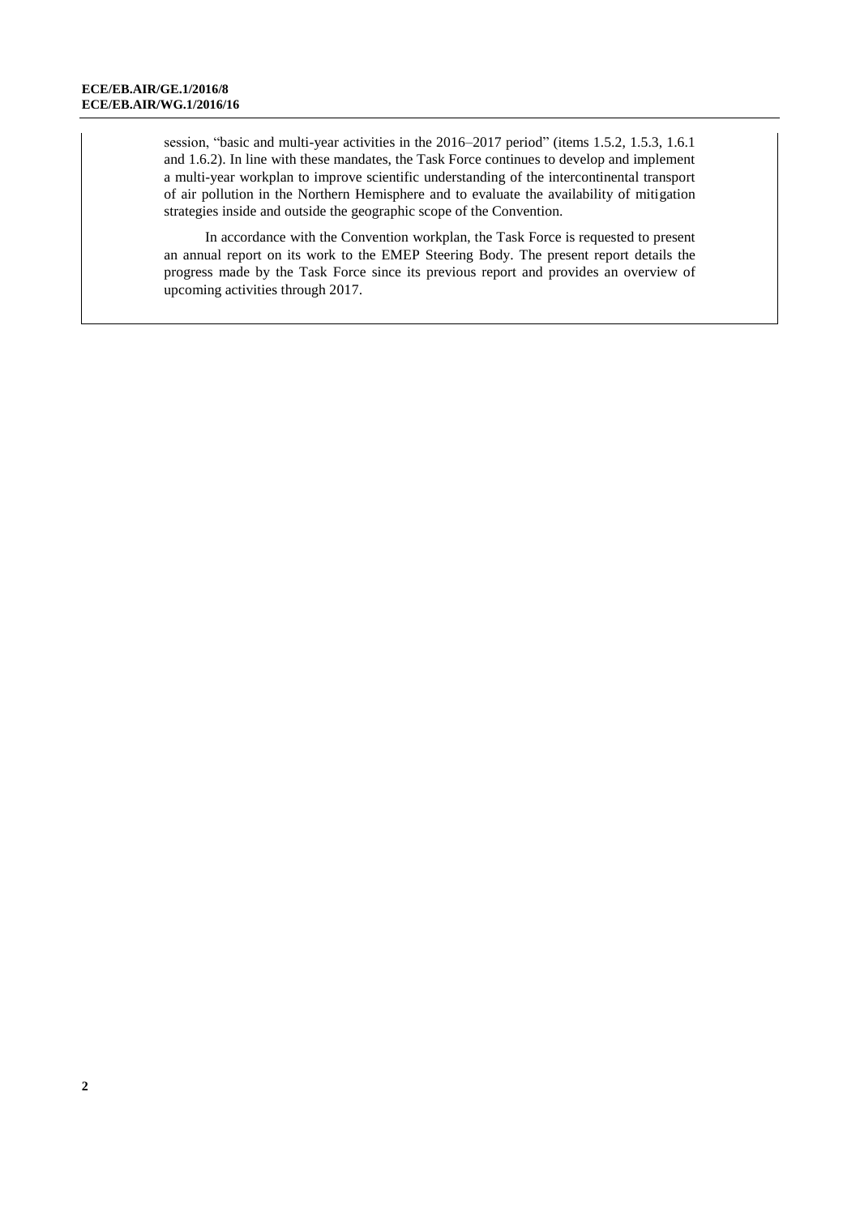session, "basic and multi-year activities in the 2016–2017 period" (items 1.5.2, 1.5.3, 1.6.1 and 1.6.2). In line with these mandates, the Task Force continues to develop and implement a multi-year workplan to improve scientific understanding of the intercontinental transport of air pollution in the Northern Hemisphere and to evaluate the availability of mitigation strategies inside and outside the geographic scope of the Convention.

In accordance with the Convention workplan, the Task Force is requested to present an annual report on its work to the EMEP Steering Body. The present report details the progress made by the Task Force since its previous report and provides an overview of upcoming activities through 2017.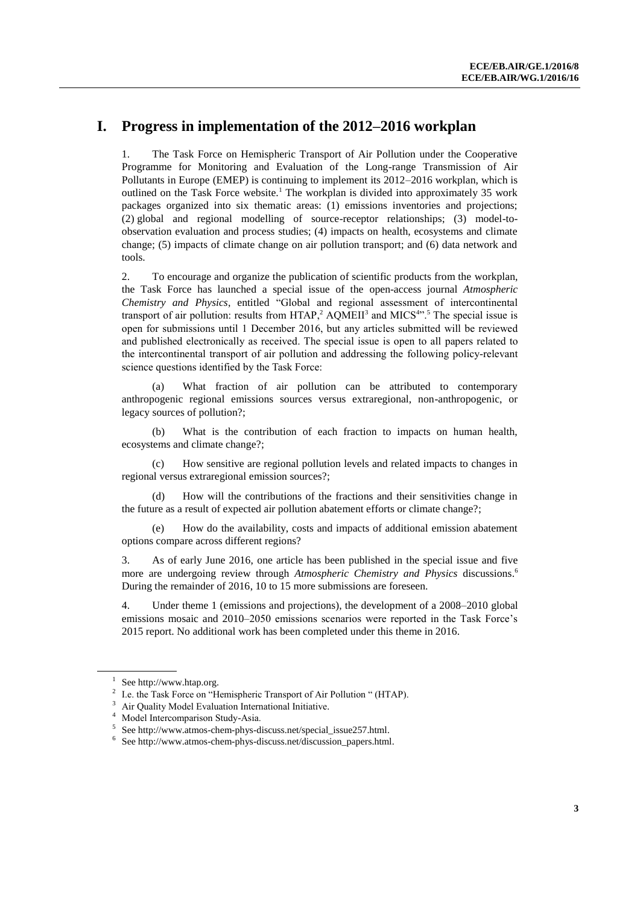# I. Progress in implementation of the 2012–2016 workplan

1. The Task Force on Hemispheric Transport of Air Pollution under the Cooperative Programme for Monitoring and Evaluation of the Long-range Transmission of Air Pollutants in Europe (EMEP) is continuing to implement its 2012–2016 workplan, which is outlined on the Task Force website.[1] The workplan is divided into approximately 35 work packages organized into six thematic areas: (1) emissions inventories and projections; (2) global and regional modelling of source-receptor relationships; (3) model-to-observation evaluation and process studies; (4) impacts on health, ecosystems and climate change; (5) impacts of climate change on air pollution transport; and (6) data network and tools.

2. To encourage and organize the publication of scientific products from the workplan, the Task Force has launched a special issue of the open-access journal *Atmospheric Chemistry and Physics*, entitled "Global and regional assessment of intercontinental transport of air pollution: results from HTAP,[2] AQMEII[3] and MICS[4]".[5] The special issue is open for submissions until 1 December 2016, but any articles submitted will be reviewed and published electronically as received. The special issue is open to all papers related to the intercontinental transport of air pollution and addressing the following policy-relevant science questions identified by the Task Force:

(a) What fraction of air pollution can be attributed to contemporary anthropogenic regional emissions sources versus extraregional, non-anthropogenic, or legacy sources of pollution?;

(b) What is the contribution of each fraction to impacts on human health, ecosystems and climate change?;

(c) How sensitive are regional pollution levels and related impacts to changes in regional versus extraregional emission sources?;

(d) How will the contributions of the fractions and their sensitivities change in the future as a result of expected air pollution abatement efforts or climate change?;

(e) How do the availability, costs and impacts of additional emission abatement options compare across different regions?

3. As of early June 2016, one article has been published in the special issue and five more are undergoing review through *Atmospheric Chemistry and Physics* discussions.[6] During the remainder of 2016, 10 to 15 more submissions are foreseen.

4. Under theme 1 (emissions and projections), the development of a 2008–2010 global emissions mosaic and 2010–2050 emissions scenarios were reported in the Task Force's 2015 report. No additional work has been completed under this theme in 2016.

---

[1] See http://www.htap.org.

[2] I.e. the Task Force on "Hemispheric Transport of Air Pollution " (HTAP).

[3] Air Quality Model Evaluation International Initiative.

[4] Model Intercomparison Study-Asia.

[5] See http://www.atmos-chem-phys-discuss.net/special_issue257.html.

[6] See http://www.atmos-chem-phys-discuss.net/discussion_papers.html.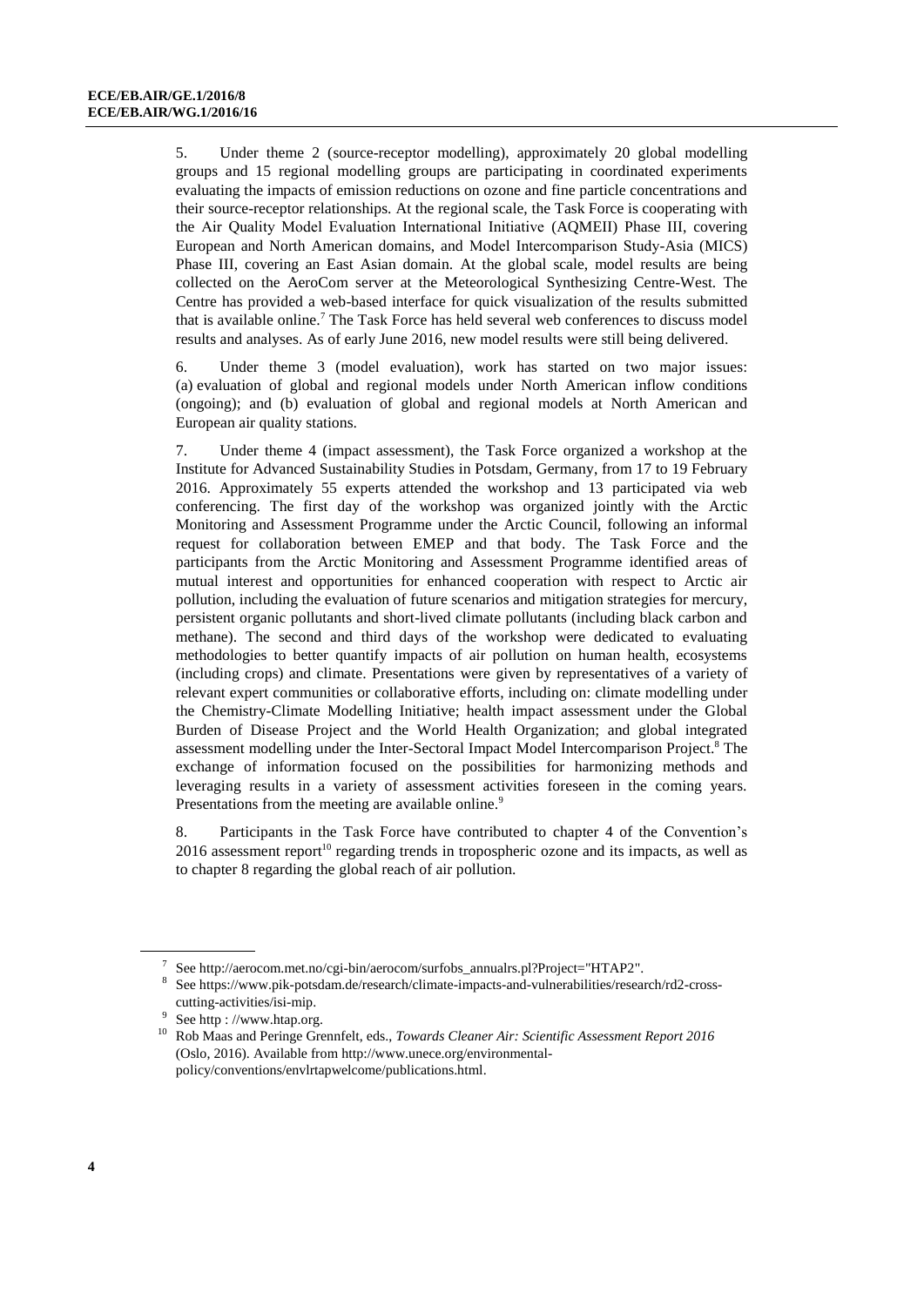5. Under theme 2 (source-receptor modelling), approximately 20 global modelling groups and 15 regional modelling groups are participating in coordinated experiments evaluating the impacts of emission reductions on ozone and fine particle concentrations and their source-receptor relationships. At the regional scale, the Task Force is cooperating with the Air Quality Model Evaluation International Initiative (AQMEII) Phase III, covering European and North American domains, and Model Intercomparison Study-Asia (MICS) Phase III, covering an East Asian domain. At the global scale, model results are being collected on the AeroCom server at the Meteorological Synthesizing Centre-West. The Centre has provided a web-based interface for quick visualization of the results submitted that is available online.[7] The Task Force has held several web conferences to discuss model results and analyses. As of early June 2016, new model results were still being delivered.

6. Under theme 3 (model evaluation), work has started on two major issues: (a) evaluation of global and regional models under North American inflow conditions (ongoing); and (b) evaluation of global and regional models at North American and European air quality stations.

7. Under theme 4 (impact assessment), the Task Force organized a workshop at the Institute for Advanced Sustainability Studies in Potsdam, Germany, from 17 to 19 February 2016. Approximately 55 experts attended the workshop and 13 participated via web conferencing. The first day of the workshop was organized jointly with the Arctic Monitoring and Assessment Programme under the Arctic Council, following an informal request for collaboration between EMEP and that body. The Task Force and the participants from the Arctic Monitoring and Assessment Programme identified areas of mutual interest and opportunities for enhanced cooperation with respect to Arctic air pollution, including the evaluation of future scenarios and mitigation strategies for mercury, persistent organic pollutants and short-lived climate pollutants (including black carbon and methane). The second and third days of the workshop were dedicated to evaluating methodologies to better quantify impacts of air pollution on human health, ecosystems (including crops) and climate. Presentations were given by representatives of a variety of relevant expert communities or collaborative efforts, including on: climate modelling under the Chemistry-Climate Modelling Initiative; health impact assessment under the Global Burden of Disease Project and the World Health Organization; and global integrated assessment modelling under the Inter-Sectoral Impact Model Intercomparison Project.[8] The exchange of information focused on the possibilities for harmonizing methods and leveraging results in a variety of assessment activities foreseen in the coming years. Presentations from the meeting are available online.[9]

8. Participants in the Task Force have contributed to chapter 4 of the Convention's 2016 assessment report[10] regarding trends in tropospheric ozone and its impacts, as well as to chapter 8 regarding the global reach of air pollution.

---

[7] See http://aerocom.met.no/cgi-bin/aerocom/surfobs_annualrs.pl?Project="HTAP2".

[8] See https://www.pik-potsdam.de/research/climate-impacts-and-vulnerabilities/research/rd2-cross-cutting-activities/isi-mip.

[9] See http : //www.htap.org.

[10] Rob Maas and Peringe Grennfelt, eds., *Towards Cleaner Air: Scientific Assessment Report 2016* (Oslo, 2016). Available from http://www.unece.org/environmental-policy/conventions/envlrtapwelcome/publications.html.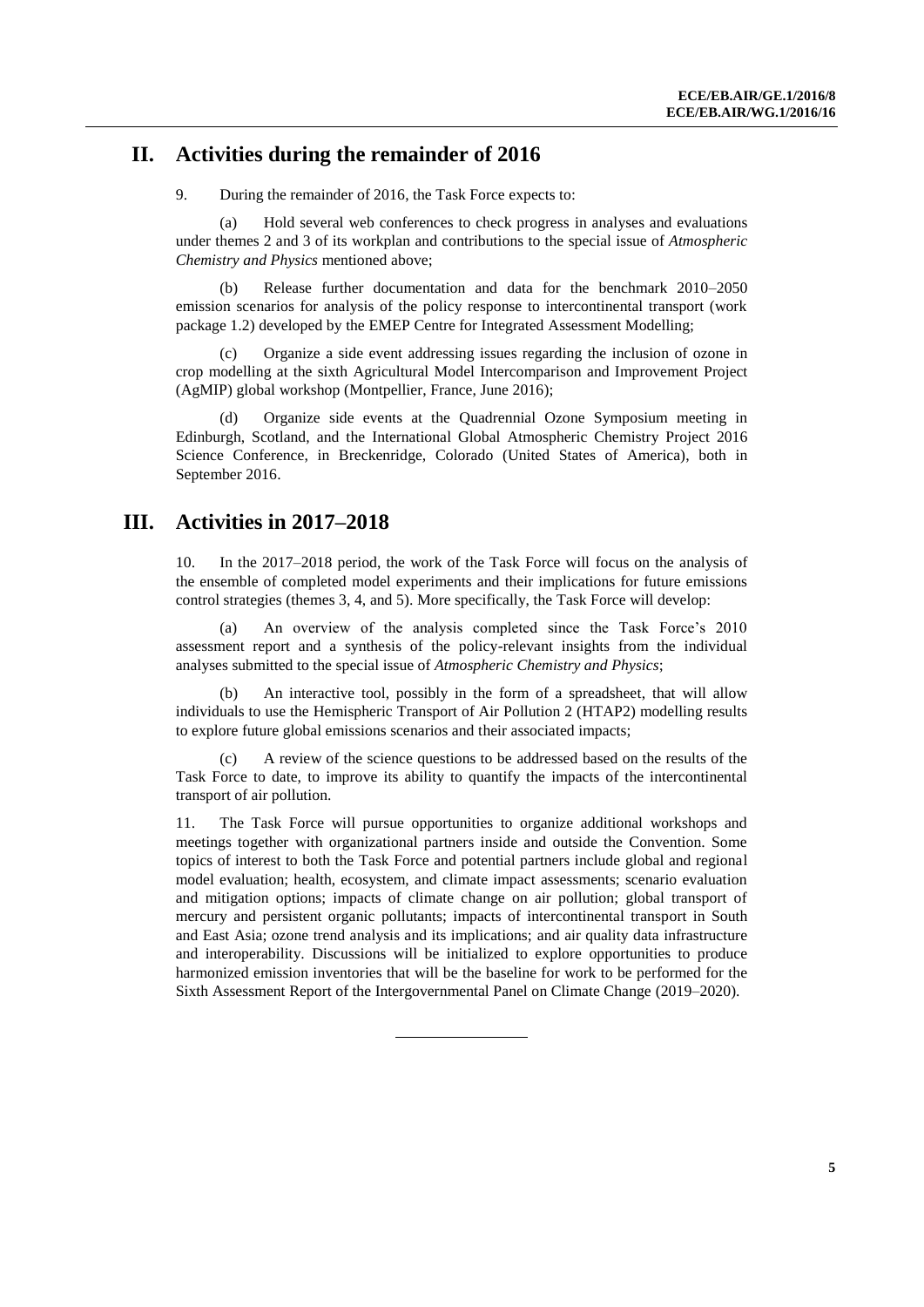## II. Activities during the remainder of 2016

9. During the remainder of 2016, the Task Force expects to:

(a) Hold several web conferences to check progress in analyses and evaluations under themes 2 and 3 of its workplan and contributions to the special issue of *Atmospheric Chemistry and Physics* mentioned above;

(b) Release further documentation and data for the benchmark 2010–2050 emission scenarios for analysis of the policy response to intercontinental transport (work package 1.2) developed by the EMEP Centre for Integrated Assessment Modelling;

(c) Organize a side event addressing issues regarding the inclusion of ozone in crop modelling at the sixth Agricultural Model Intercomparison and Improvement Project (AgMIP) global workshop (Montpellier, France, June 2016);

(d) Organize side events at the Quadrennial Ozone Symposium meeting in Edinburgh, Scotland, and the International Global Atmospheric Chemistry Project 2016 Science Conference, in Breckenridge, Colorado (United States of America), both in September 2016.

## III. Activities in 2017–2018

10. In the 2017–2018 period, the work of the Task Force will focus on the analysis of the ensemble of completed model experiments and their implications for future emissions control strategies (themes 3, 4, and 5). More specifically, the Task Force will develop:

(a) An overview of the analysis completed since the Task Force's 2010 assessment report and a synthesis of the policy-relevant insights from the individual analyses submitted to the special issue of *Atmospheric Chemistry and Physics*;

(b) An interactive tool, possibly in the form of a spreadsheet, that will allow individuals to use the Hemispheric Transport of Air Pollution 2 (HTAP2) modelling results to explore future global emissions scenarios and their associated impacts;

(c) A review of the science questions to be addressed based on the results of the Task Force to date, to improve its ability to quantify the impacts of the intercontinental transport of air pollution.

11. The Task Force will pursue opportunities to organize additional workshops and meetings together with organizational partners inside and outside the Convention. Some topics of interest to both the Task Force and potential partners include global and regional model evaluation; health, ecosystem, and climate impact assessments; scenario evaluation and mitigation options; impacts of climate change on air pollution; global transport of mercury and persistent organic pollutants; impacts of intercontinental transport in South and East Asia; ozone trend analysis and its implications; and air quality data infrastructure and interoperability. Discussions will be initialized to explore opportunities to produce harmonized emission inventories that will be the baseline for work to be performed for the Sixth Assessment Report of the Intergovernmental Panel on Climate Change (2019–2020).